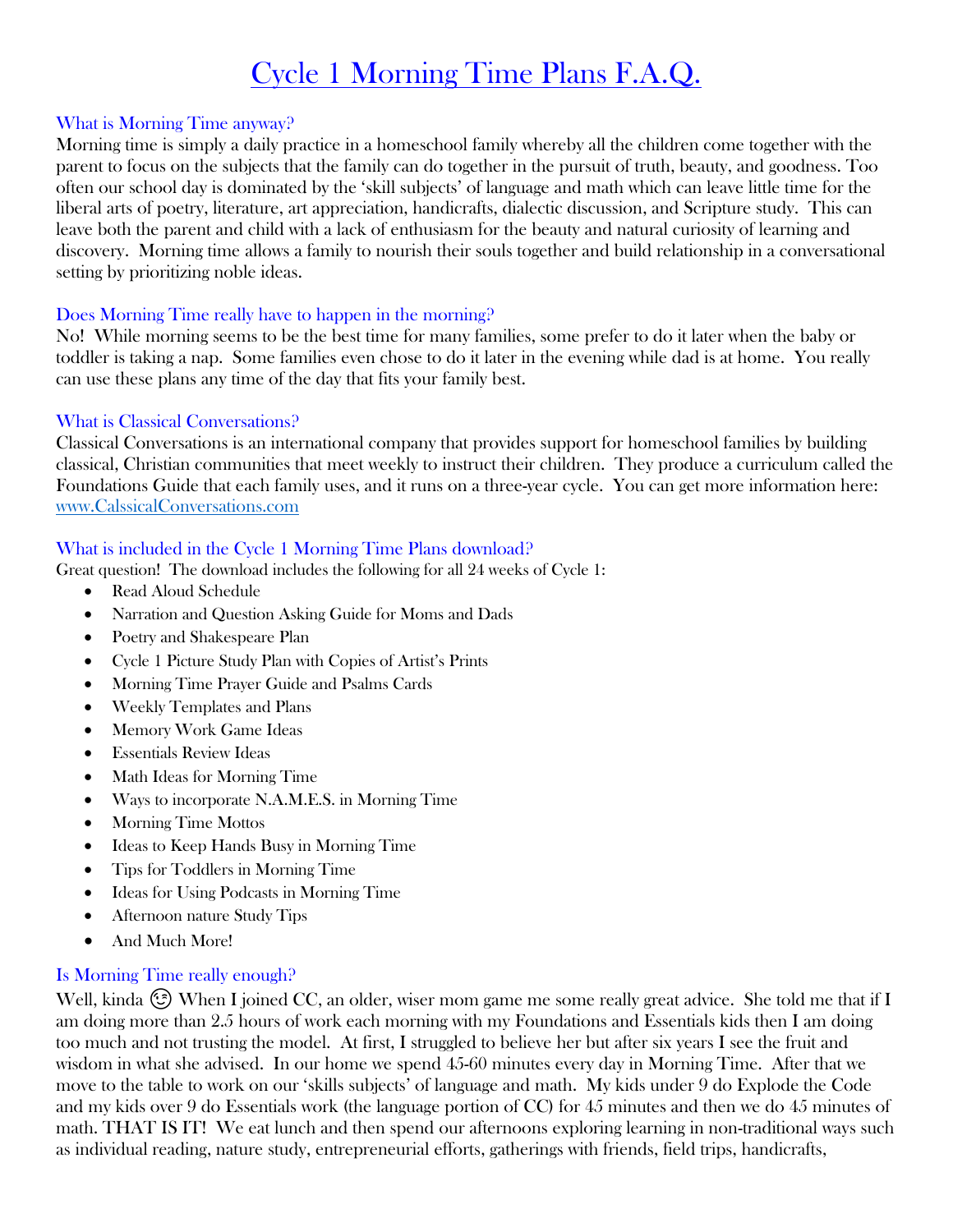# Cycle 1 Morning Time Plans F.A.Q.

## What is Morning Time anyway?

Morning time is simply a daily practice in a homeschool family whereby all the children come together with the parent to focus on the subjects that the family can do together in the pursuit of truth, beauty, and goodness. Too often our school day is dominated by the 'skill subjects' of language and math which can leave little time for the liberal arts of poetry, literature, art appreciation, handicrafts, dialectic discussion, and Scripture study. This can leave both the parent and child with a lack of enthusiasm for the beauty and natural curiosity of learning and discovery. Morning time allows a family to nourish their souls together and build relationship in a conversational setting by prioritizing noble ideas.

## Does Morning Time really have to happen in the morning?

No! While morning seems to be the best time for many families, some prefer to do it later when the baby or toddler is taking a nap. Some families even chose to do it later in the evening while dad is at home. You really can use these plans any time of the day that fits your family best.

## What is Classical Conversations?

Classical Conversations is an international company that provides support for homeschool families by building classical, Christian communities that meet weekly to instruct their children. They produce a curriculum called the Foundations Guide that each family uses, and it runs on a three-year cycle. You can get more information here: [www.CalssicalConversations.com](www.CalssicalConversations.com)

## What is included in the Cycle 1 Morning Time Plans download?

Great question! The download includes the following for all 24 weeks of Cycle 1:

- Read Aloud Schedule
- Narration and Question Asking Guide for Moms and Dads
- Poetry and Shakespeare Plan
- Cycle 1 Picture Study Plan with Copies of Artist's Prints
- Morning Time Prayer Guide and Psalms Cards
- Weekly Templates and Plans
- Memory Work Game Ideas
- Essentials Review Ideas
- Math Ideas for Morning Time
- Ways to incorporate N.A.M.E.S. in Morning Time
- Morning Time Mottos
- Ideas to Keep Hands Busy in Morning Time
- Tips for Toddlers in Morning Time
- Ideas for Using Podcasts in Morning Time
- Afternoon nature Study Tips
- And Much More!

## Is Morning Time really enough?

Well, kinda 😉 When I joined CC, an older, wiser mom game me some really great advice. She told me that if I am doing more than 2.5 hours of work each morning with my Foundations and Essentials kids then I am doing too much and not trusting the model. At first, I struggled to believe her but after six years I see the fruit and wisdom in what she advised. In our home we spend 45-60 minutes every day in Morning Time. After that we move to the table to work on our 'skills subjects' of language and math. My kids under 9 do Explode the Code and my kids over 9 do Essentials work (the language portion of CC) for 45 minutes and then we do 45 minutes of math. THAT IS IT! We eat lunch and then spend our afternoons exploring learning in non-traditional ways such as individual reading, nature study, entrepreneurial efforts, gatherings with friends, field trips, handicrafts,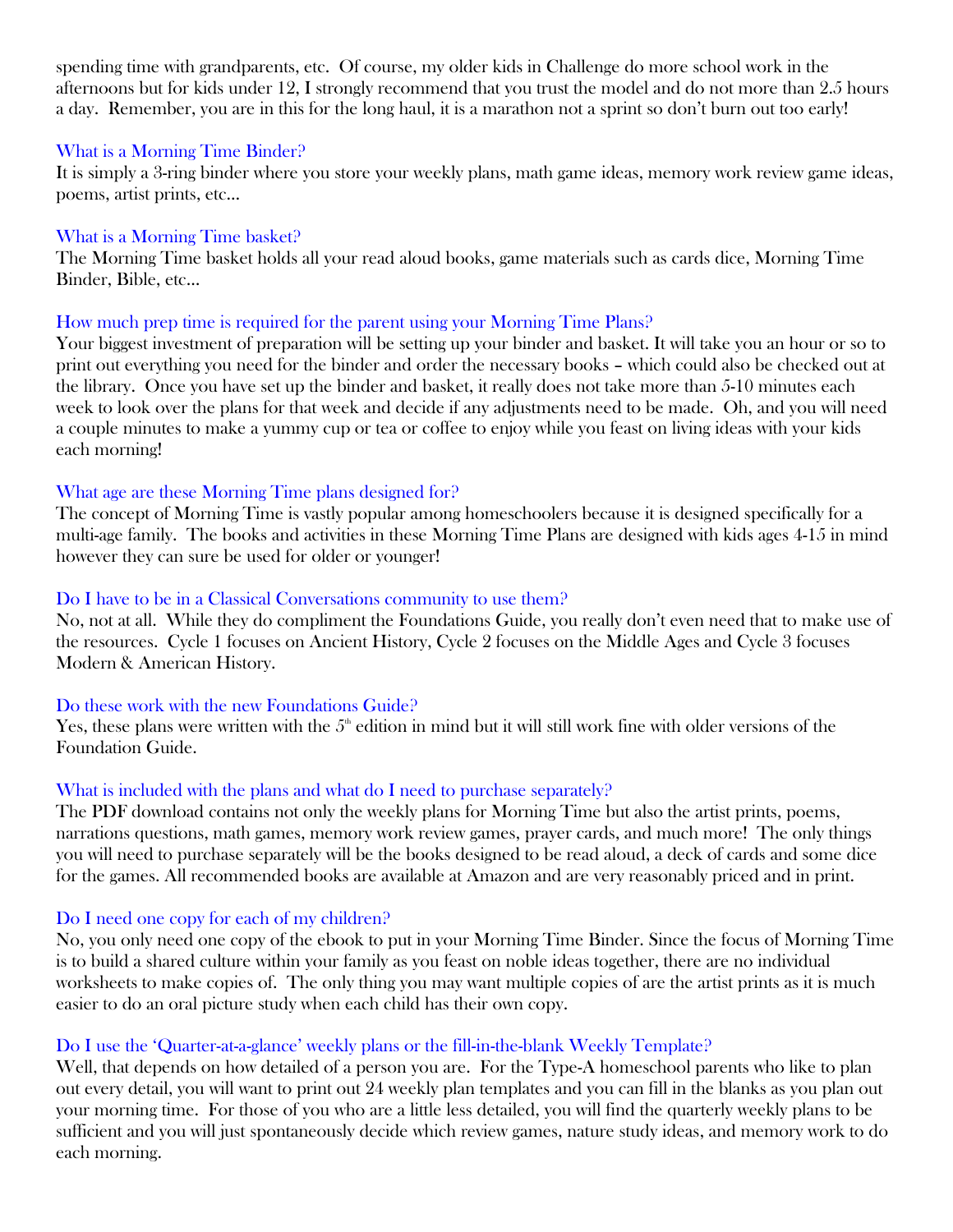spending time with grandparents, etc. Of course, my older kids in Challenge do more school work in the afternoons but for kids under 12, I strongly recommend that you trust the model and do not more than 2.5 hours a day. Remember, you are in this for the long haul, it is a marathon not a sprint so don't burn out too early!

### What is a Morning Time Binder?

It is simply a 3-ring binder where you store your weekly plans, math game ideas, memory work review game ideas, poems, artist prints, etc…

### What is a Morning Time basket?

The Morning Time basket holds all your read aloud books, game materials such as cards dice, Morning Time Binder, Bible, etc…

### How much prep time is required for the parent using your Morning Time Plans?

Your biggest investment of preparation will be setting up your binder and basket. It will take you an hour or so to print out everything you need for the binder and order the necessary books – which could also be checked out at the library. Once you have set up the binder and basket, it really does not take more than 5-10 minutes each week to look over the plans for that week and decide if any adjustments need to be made. Oh, and you will need a couple minutes to make a yummy cup or tea or coffee to enjoy while you feast on living ideas with your kids each morning!

### What age are these Morning Time plans designed for?

The concept of Morning Time is vastly popular among homeschoolers because it is designed specifically for a multi-age family. The books and activities in these Morning Time Plans are designed with kids ages 4-15 in mind however they can sure be used for older or younger!

### Do I have to be in a Classical Conversations community to use them?

No, not at all. While they do compliment the Foundations Guide, you really don't even need that to make use of the resources. Cycle 1 focuses on Ancient History, Cycle 2 focuses on the Middle Ages and Cycle 3 focuses Modern & American History.

### Do these work with the new Foundations Guide?

Yes, these plans were written with the 5th edition in mind but it will still work fine with older versions of the Foundation Guide.

### What is included with the plans and what do I need to purchase separately?

The PDF download contains not only the weekly plans for Morning Time but also the artist prints, poems, narrations questions, math games, memory work review games, prayer cards, and much more! The only things you will need to purchase separately will be the books designed to be read aloud, a deck of cards and some dice for the games. All recommended books are available at Amazon and are very reasonably priced and in print.

### Do I need one copy for each of my children?

No, you only need one copy of the ebook to put in your Morning Time Binder. Since the focus of Morning Time is to build a shared culture within your family as you feast on noble ideas together, there are no individual worksheets to make copies of. The only thing you may want multiple copies of are the artist prints as it is much easier to do an oral picture study when each child has their own copy.

### Do I use the 'Quarter-at-a-glance' weekly plans or the fill-in-the-blank Weekly Template?

Well, that depends on how detailed of a person you are. For the Type-A homeschool parents who like to plan out every detail, you will want to print out 24 weekly plan templates and you can fill in the blanks as you plan out your morning time. For those of you who are a little less detailed, you will find the quarterly weekly plans to be sufficient and you will just spontaneously decide which review games, nature study ideas, and memory work to do each morning.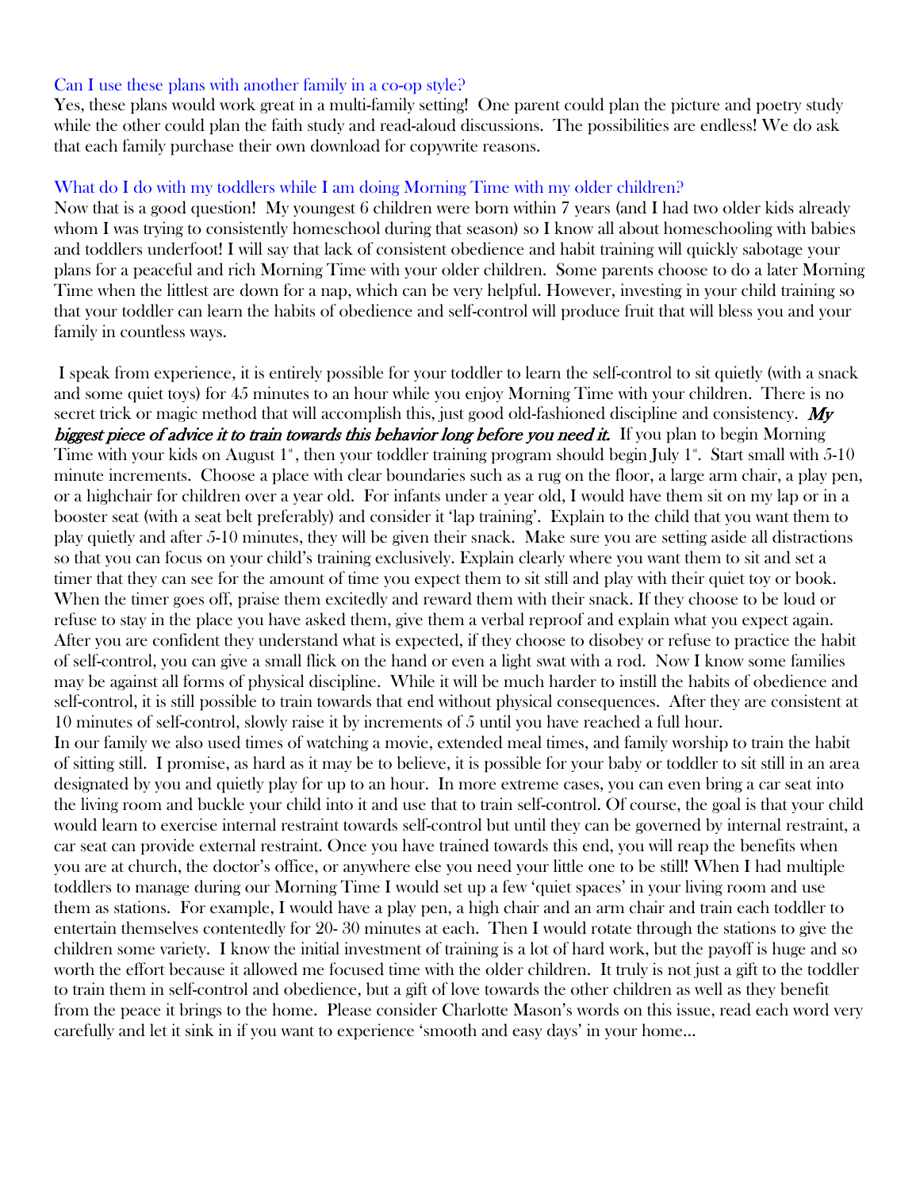### Can I use these plans with another family in a co-op style?

Yes, these plans would work great in a multi-family setting! One parent could plan the picture and poetry study while the other could plan the faith study and read-aloud discussions. The possibilities are endless! We do ask that each family purchase their own download for copywrite reasons.

### What do I do with my toddlers while I am doing Morning Time with my older children?

Now that is a good question! My youngest 6 children were born within 7 years (and I had two older kids already whom I was trying to consistently homeschool during that season) so I know all about homeschooling with babies and toddlers underfoot! I will say that lack of consistent obedience and habit training will quickly sabotage your plans for a peaceful and rich Morning Time with your older children. Some parents choose to do a later Morning Time when the littlest are down for a nap, which can be very helpful. However, investing in your child training so that your toddler can learn the habits of obedience and self-control will produce fruit that will bless you and your family in countless ways.

I speak from experience, it is entirely possible for your toddler to learn the self-control to sit quietly (with a snack and some quiet toys) for 45 minutes to an hour while you enjoy Morning Time with your children. There is no secret trick or magic method that will accomplish this, just good old-fashioned discipline and consistency. ***My biggest piece of advice it to train towards this behavior long before you need it.*** If you plan to begin Morning Time with your kids on August 1st, then your toddler training program should begin July 1st. Start small with 5-10 minute increments. Choose a place with clear boundaries such as a rug on the floor, a large arm chair, a play pen, or a highchair for children over a year old. For infants under a year old, I would have them sit on my lap or in a booster seat (with a seat belt preferably) and consider it 'lap training'. Explain to the child that you want them to play quietly and after 5-10 minutes, they will be given their snack. Make sure you are setting aside all distractions so that you can focus on your child's training exclusively. Explain clearly where you want them to sit and set a timer that they can see for the amount of time you expect them to sit still and play with their quiet toy or book. When the timer goes off, praise them excitedly and reward them with their snack. If they choose to be loud or refuse to stay in the place you have asked them, give them a verbal reproof and explain what you expect again. After you are confident they understand what is expected, if they choose to disobey or refuse to practice the habit of self-control, you can give a small flick on the hand or even a light swat with a rod. Now I know some families may be against all forms of physical discipline. While it will be much harder to instill the habits of obedience and self-control, it is still possible to train towards that end without physical consequences. After they are consistent at 10 minutes of self-control, slowly raise it by increments of 5 until you have reached a full hour.

In our family we also used times of watching a movie, extended meal times, and family worship to train the habit of sitting still. I promise, as hard as it may be to believe, it is possible for your baby or toddler to sit still in an area designated by you and quietly play for up to an hour. In more extreme cases, you can even bring a car seat into the living room and buckle your child into it and use that to train self-control. Of course, the goal is that your child would learn to exercise internal restraint towards self-control but until they can be governed by internal restraint, a car seat can provide external restraint. Once you have trained towards this end, you will reap the benefits when you are at church, the doctor's office, or anywhere else you need your little one to be still! When I had multiple toddlers to manage during our Morning Time I would set up a few 'quiet spaces' in your living room and use them as stations. For example, I would have a play pen, a high chair and an arm chair and train each toddler to entertain themselves contentedly for 20- 30 minutes at each. Then I would rotate through the stations to give the children some variety. I know the initial investment of training is a lot of hard work, but the payoff is huge and so worth the effort because it allowed me focused time with the older children. It truly is not just a gift to the toddler to train them in self-control and obedience, but a gift of love towards the other children as well as they benefit from the peace it brings to the home. Please consider Charlotte Mason's words on this issue, read each word very carefully and let it sink in if you want to experience 'smooth and easy days' in your home…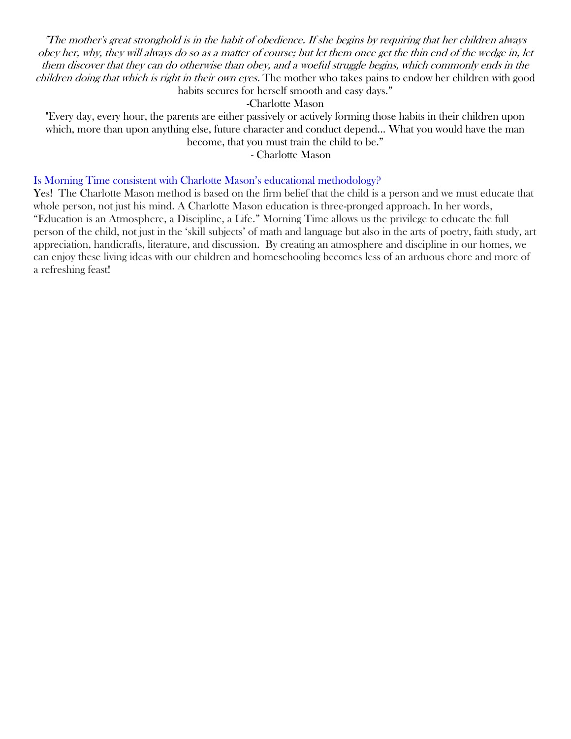*"The mother's great stronghold is in the habit of obedience. If she begins by requiring that her children always obey her, why, they will always do so as a matter of course; but let them once get the thin end of the wedge in, let them discover that they can do otherwise than obey, and a woeful struggle begins, which commonly ends in the children doing that which is right in their own eyes.* The mother who takes pains to endow her children with good habits secures for herself smooth and easy days."

-Charlotte Mason

"Every day, every hour, the parents are either passively or actively forming those habits in their children upon which, more than upon anything else, future character and conduct depend... What you would have the man become, that you must train the child to be."

- Charlotte Mason

### Is Morning Time consistent with Charlotte Mason's educational methodology?

Yes! The Charlotte Mason method is based on the firm belief that the child is a person and we must educate that whole person, not just his mind. A Charlotte Mason education is three-pronged approach. In her words, "Education is an Atmosphere, a Discipline, a Life." Morning Time allows us the privilege to educate the full person of the child, not just in the 'skill subjects' of math and language but also in the arts of poetry, faith study, art appreciation, handicrafts, literature, and discussion. By creating an atmosphere and discipline in our homes, we can enjoy these living ideas with our children and homeschooling becomes less of an arduous chore and more of a refreshing feast!